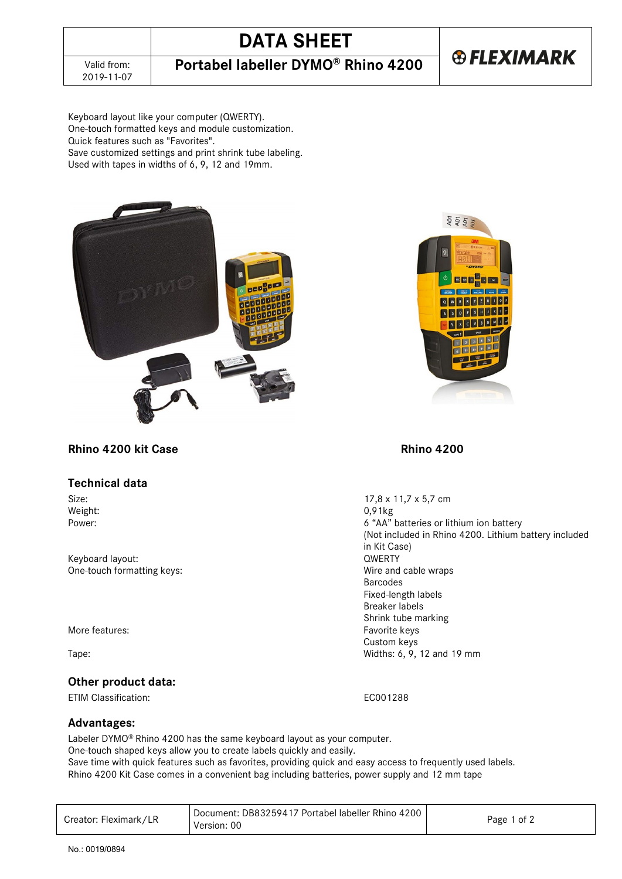# DATA SHEET

## Portabel labeller DYMO® Rhino 4200

Valid from: 2019-11-07

FLEXIMARK

Keyboard layout like your computer (QWERTY).
One-touch formatted keys and module customization.
Quick features such as "Favorites".
Save customized settings and print shrink tube labeling.
Used with tapes in widths of 6, 9, 12 and 19mm.

**Rhino 4200 kit Case**

**Rhino 4200**

### Technical data

| | |
|---|---|
| Size: | 17,8 x 11,7 x 5,7 cm |
| Weight: | 0,91kg |
| Power: | 6 "AA" batteries or lithium ion battery (Not included in Rhino 4200. Lithium battery included in Kit Case) |
| Keyboard layout: | QWERTY |
| One-touch formatting keys: | Wire and cable wraps<br>Barcodes<br>Fixed-length labels<br>Breaker labels<br>Shrink tube marking |
| More features: | Favorite keys<br>Custom keys |
| Tape: | Widths: 6, 9, 12 and 19 mm |

### Other product data:

| | |
|---|---|
| ETIM Classification: | EC001288 |

### Advantages:

Labeler DYMO® Rhino 4200 has the same keyboard layout as your computer.
One-touch shaped keys allow you to create labels quickly and easily.
Save time with quick features such as favorites, providing quick and easy access to frequently used labels.
Rhino 4200 Kit Case comes in a convenient bag including batteries, power supply and 12 mm tape

| Creator: Fleximark/LR | Document: DB83259417 Portabel labeller Rhino 4200<br>Version: 00 |
|---|---|

No.: 0019/0894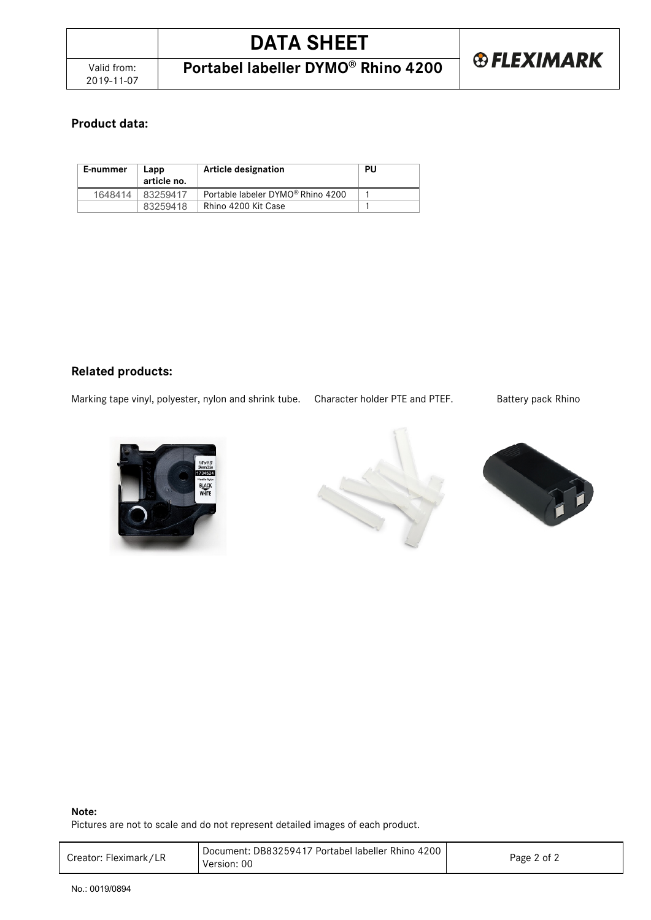## Product data:

| E-nummer | Lapp article no. | Article designation | PU |
|---|---|---|---|
| 1648414 | 83259417 | Portable labeler DYMO® Rhino 4200 | 1 |
| | 83259418 | Rhino 4200 Kit Case | 1 |

## Related products:

Marking tape vinyl, polyester, nylon and shrink tube.

Character holder PTE and PTEF.

Battery pack Rhino

**Note:**
Pictures are not to scale and do not represent detailed images of each product.

No.: 0019/0894